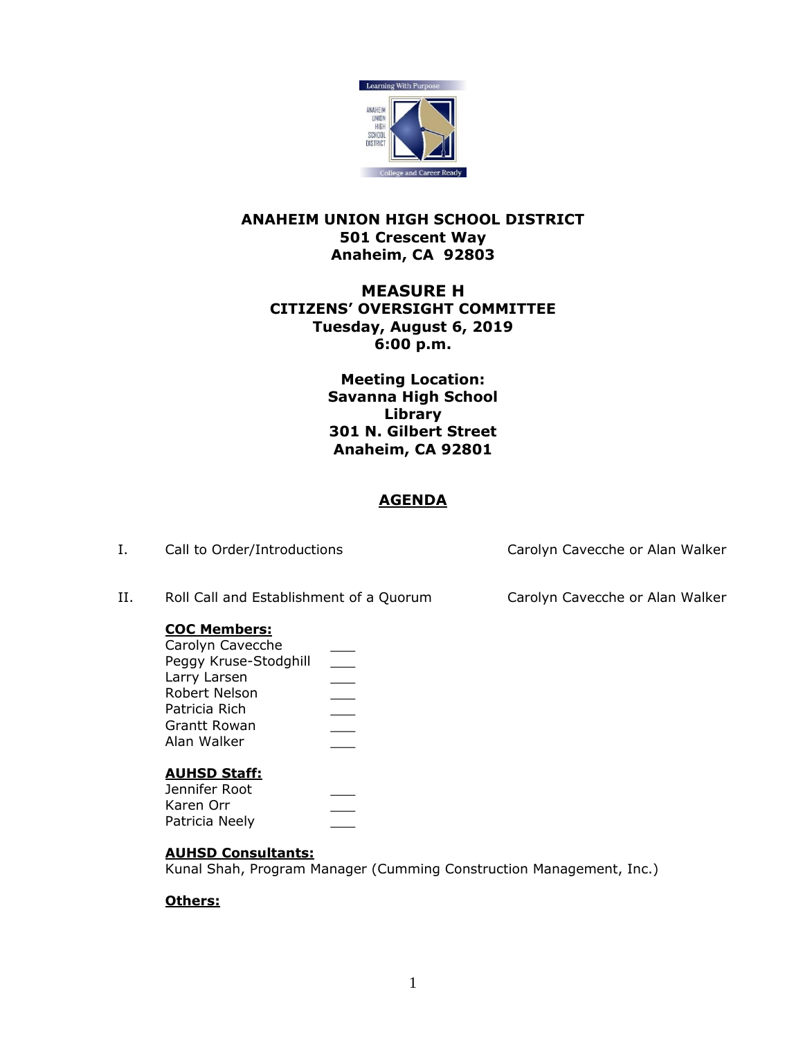**ANAHEIM UNION HIGH SCHOOL DISTRICT**
**501 Crescent Way**
**Anaheim, CA 92803**

# MEASURE H
## CITIZENS' OVERSIGHT COMMITTEE
**Tuesday, August 6, 2019**
**6:00 p.m.**

**Meeting Location:**
**Savanna High School**
**Library**
**301 N. Gilbert Street**
**Anaheim, CA 92801**

## AGENDA

I. Call to Order/Introductions — Carolyn Cavecche or Alan Walker

II. Roll Call and Establishment of a Quorum — Carolyn Cavecche or Alan Walker

**COC Members:**

Carolyn Cavecche ___
Peggy Kruse-Stodghill ___
Larry Larsen ___
Robert Nelson ___
Patricia Rich ___
Grantt Rowan ___
Alan Walker ___

**AUHSD Staff:**

Jennifer Root ___
Karen Orr ___
Patricia Neely ___

**AUHSD Consultants:**

Kunal Shah, Program Manager (Cumming Construction Management, Inc.)

**Others:**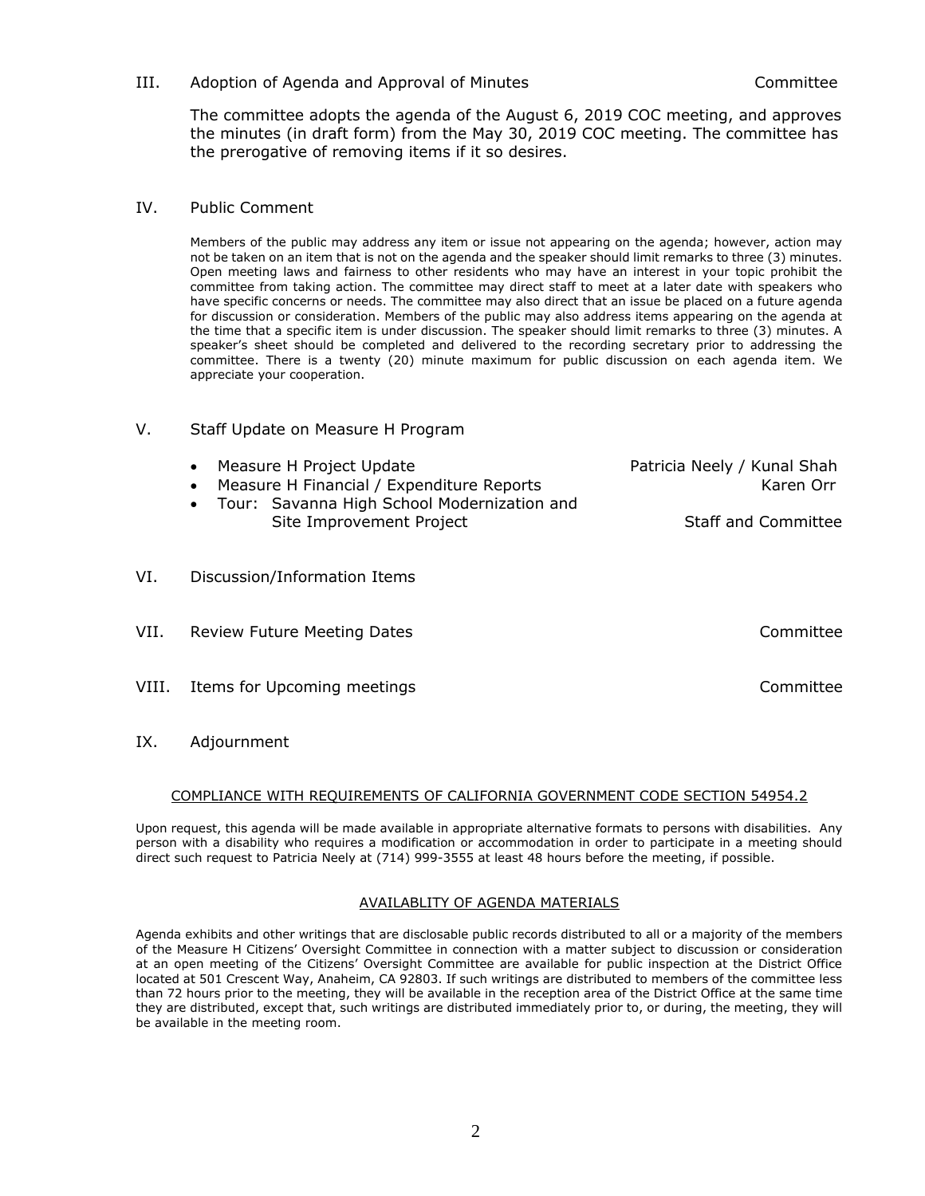III. Adoption of Agenda and Approval of Minutes — Committee

The committee adopts the agenda of the August 6, 2019 COC meeting, and approves the minutes (in draft form) from the May 30, 2019 COC meeting. The committee has the prerogative of removing items if it so desires.

IV. Public Comment

Members of the public may address any item or issue not appearing on the agenda; however, action may not be taken on an item that is not on the agenda and the speaker should limit remarks to three (3) minutes. Open meeting laws and fairness to other residents who may have an interest in your topic prohibit the committee from taking action. The committee may direct staff to meet at a later date with speakers who have specific concerns or needs. The committee may also direct that an issue be placed on a future agenda for discussion or consideration. Members of the public may also address items appearing on the agenda at the time that a specific item is under discussion. The speaker should limit remarks to three (3) minutes. A speaker's sheet should be completed and delivered to the recording secretary prior to addressing the committee. There is a twenty (20) minute maximum for public discussion on each agenda item. We appreciate your cooperation.

V. Staff Update on Measure H Program

- Measure H Project Update — Patricia Neely / Kunal Shah
- Measure H Financial / Expenditure Reports — Karen Orr
- Tour: Savanna High School Modernization and Site Improvement Project — Staff and Committee

VI. Discussion/Information Items

VII. Review Future Meeting Dates — Committee

VIII. Items for Upcoming meetings — Committee

IX. Adjournment

COMPLIANCE WITH REQUIREMENTS OF CALIFORNIA GOVERNMENT CODE SECTION 54954.2

Upon request, this agenda will be made available in appropriate alternative formats to persons with disabilities. Any person with a disability who requires a modification or accommodation in order to participate in a meeting should direct such request to Patricia Neely at (714) 999-3555 at least 48 hours before the meeting, if possible.

AVAILABLITY OF AGENDA MATERIALS

Agenda exhibits and other writings that are disclosable public records distributed to all or a majority of the members of the Measure H Citizens' Oversight Committee in connection with a matter subject to discussion or consideration at an open meeting of the Citizens' Oversight Committee are available for public inspection at the District Office located at 501 Crescent Way, Anaheim, CA 92803. If such writings are distributed to members of the committee less than 72 hours prior to the meeting, they will be available in the reception area of the District Office at the same time they are distributed, except that, such writings are distributed immediately prior to, or during, the meeting, they will be available in the meeting room.